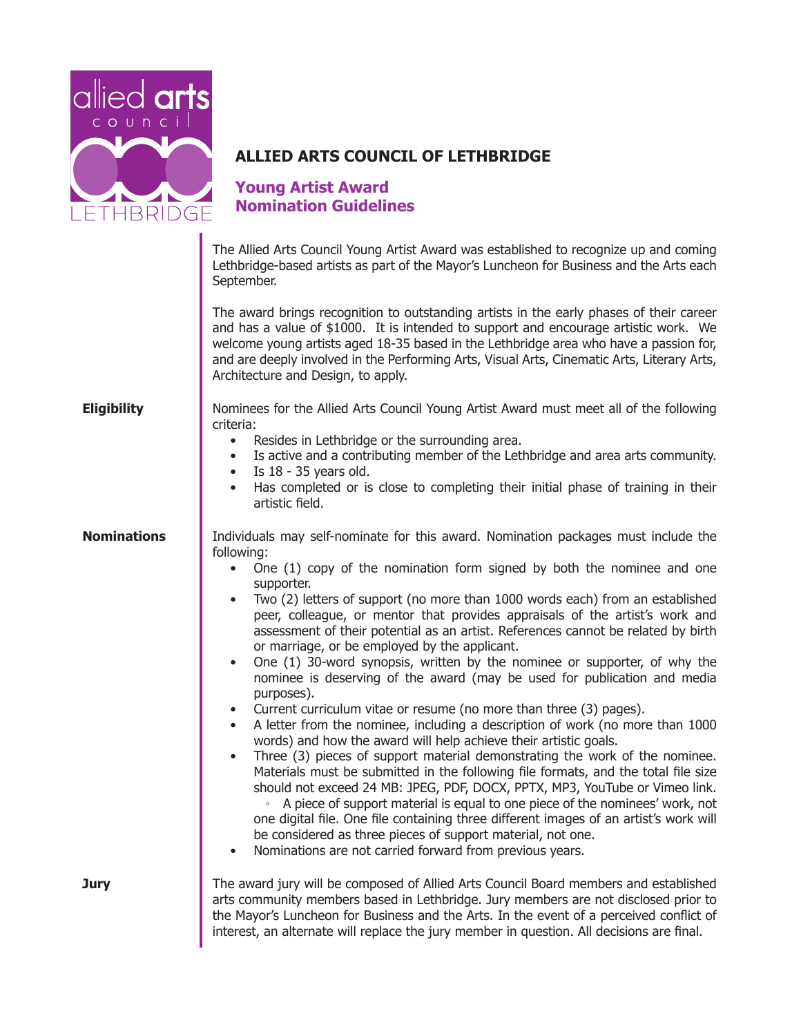# ALLIED ARTS COUNCIL OF LETHBRIDGE

## Young Artist Award
## Nomination Guidelines

The Allied Arts Council Young Artist Award was established to recognize up and coming Lethbridge-based artists as part of the Mayor's Luncheon for Business and the Arts each September.

The award brings recognition to outstanding artists in the early phases of their career and has a value of $1000. It is intended to support and encourage artistic work. We welcome young artists aged 18-35 based in the Lethbridge area who have a passion for, and are deeply involved in the Performing Arts, Visual Arts, Cinematic Arts, Literary Arts, Architecture and Design, to apply.

### Eligibility

Nominees for the Allied Arts Council Young Artist Award must meet all of the following criteria:

- Resides in Lethbridge or the surrounding area.
- Is active and a contributing member of the Lethbridge and area arts community.
- Is 18 - 35 years old.
- Has completed or is close to completing their initial phase of training in their artistic field.

### Nominations

Individuals may self-nominate for this award. Nomination packages must include the following:

- One (1) copy of the nomination form signed by both the nominee and one supporter.
- Two (2) letters of support (no more than 1000 words each) from an established peer, colleague, or mentor that provides appraisals of the artist's work and assessment of their potential as an artist. References cannot be related by birth or marriage, or be employed by the applicant.
- One (1) 30-word synopsis, written by the nominee or supporter, of why the nominee is deserving of the award (may be used for publication and media purposes).
- Current curriculum vitae or resume (no more than three (3) pages).
- A letter from the nominee, including a description of work (no more than 1000 words) and how the award will help achieve their artistic goals.
- Three (3) pieces of support material demonstrating the work of the nominee. Materials must be submitted in the following file formats, and the total file size should not exceed 24 MB: JPEG, PDF, DOCX, PPTX, MP3, YouTube or Vimeo link.
  - A piece of support material is equal to one piece of the nominees' work, not one digital file. One file containing three different images of an artist's work will be considered as three pieces of support material, not one.
- Nominations are not carried forward from previous years.

### Jury

The award jury will be composed of Allied Arts Council Board members and established arts community members based in Lethbridge. Jury members are not disclosed prior to the Mayor's Luncheon for Business and the Arts. In the event of a perceived conflict of interest, an alternate will replace the jury member in question. All decisions are final.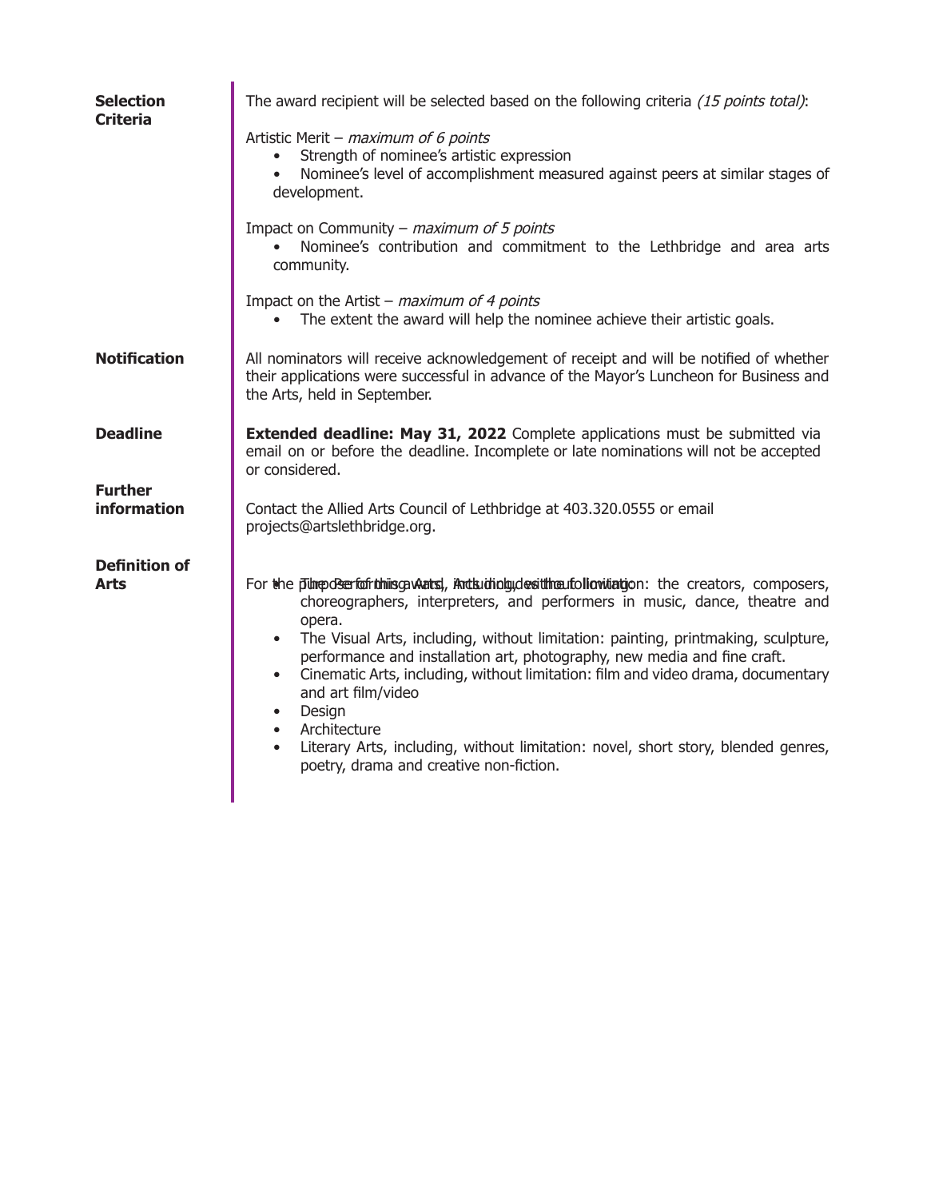**Selection Criteria**

The award recipient will be selected based on the following criteria *(15 points total)*:

Artistic Merit – *maximum of 6 points*

- Strength of nominee's artistic expression
- Nominee's level of accomplishment measured against peers at similar stages of development.

Impact on Community – *maximum of 5 points*

- Nominee's contribution and commitment to the Lethbridge and area arts community.

Impact on the Artist – *maximum of 4 points*

- The extent the award will help the nominee achieve their artistic goals.

**Notification**

All nominators will receive acknowledgement of receipt and will be notified of whether their applications were successful in advance of the Mayor's Luncheon for Business and the Arts, held in September.

**Deadline**

**Extended deadline: May 31, 2022** Complete applications must be submitted via email on or before the deadline. Incomplete or late nominations will not be accepted or considered.

**Further information**

Contact the Allied Arts Council of Lethbridge at 403.320.0555 or email projects@artslethbridge.org.

**Definition of Arts**

For the purpose of this award, Arts includes the following:

- The Performing Arts, including, without limitation: the creators, composers, choreographers, interpreters, and performers in music, dance, theatre and opera.
- The Visual Arts, including, without limitation: painting, printmaking, sculpture, performance and installation art, photography, new media and fine craft.
- Cinematic Arts, including, without limitation: film and video drama, documentary and art film/video
- Design
- Architecture
- Literary Arts, including, without limitation: novel, short story, blended genres, poetry, drama and creative non-fiction.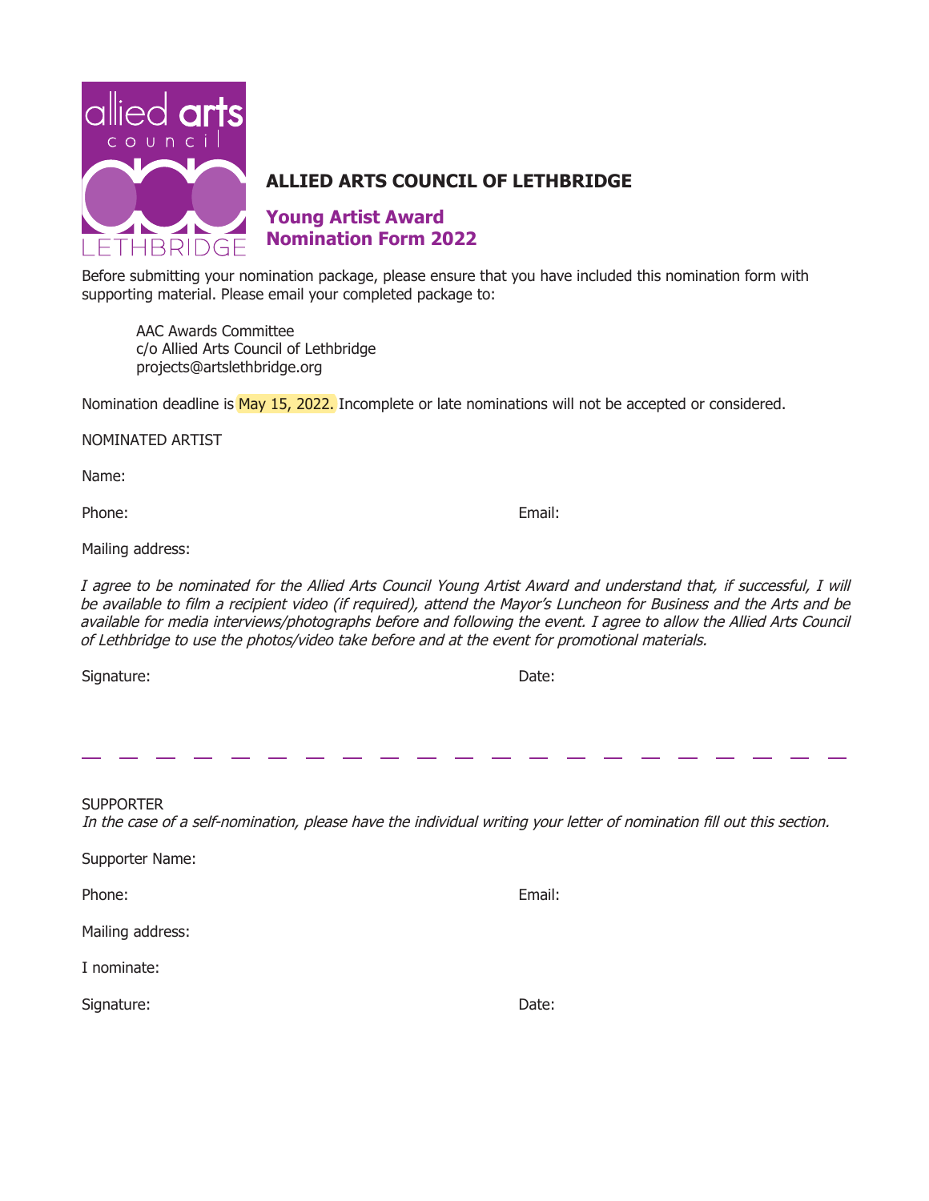## ALLIED ARTS COUNCIL OF LETHBRIDGE

### Young Artist Award Nomination Form 2022

Before submitting your nomination package, please ensure that you have included this nomination form with supporting material. Please email your completed package to:

AAC Awards Committee
c/o Allied Arts Council of Lethbridge
projects@artslethbridge.org

Nomination deadline is May 15, 2022. Incomplete or late nominations will not be accepted or considered.

NOMINATED ARTIST

Name:

Phone: Email:

Mailing address:

*I agree to be nominated for the Allied Arts Council Young Artist Award and understand that, if successful, I will be available to film a recipient video (if required), attend the Mayor's Luncheon for Business and the Arts and be available for media interviews/photographs before and following the event. I agree to allow the Allied Arts Council of Lethbridge to use the photos/video take before and at the event for promotional materials.*

Signature: Date:

---

SUPPORTER
*In the case of a self-nomination, please have the individual writing your letter of nomination fill out this section.*

Supporter Name:

Phone: Email:

Mailing address:

I nominate:

Signature: Date: